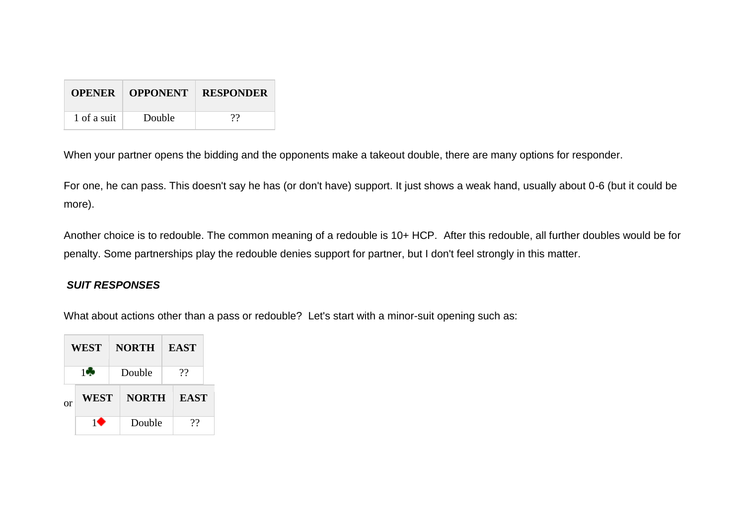| OPENER | OPPONENT | RESPONDER |
|---|---|---|
| 1 of a suit | Double | ?? |

When your partner opens the bidding and the opponents make a takeout double, there are many options for responder.

For one, he can pass. This doesn't say he has (or don't have) support. It just shows a weak hand, usually about 0-6 (but it could be more).

Another choice is to redouble. The common meaning of a redouble is 10+ HCP.  After this redouble, all further doubles would be for penalty. Some partnerships play the redouble denies support for partner, but I don't feel strongly in this matter.

***SUIT RESPONSES***

What about actions other than a pass or redouble?  Let's start with a minor-suit opening such as:

| WEST | NORTH | EAST |
|---|---|---|
| 1♣ | Double | ?? |

or

| WEST | NORTH | EAST |
|---|---|---|
| 1♦ | Double | ?? |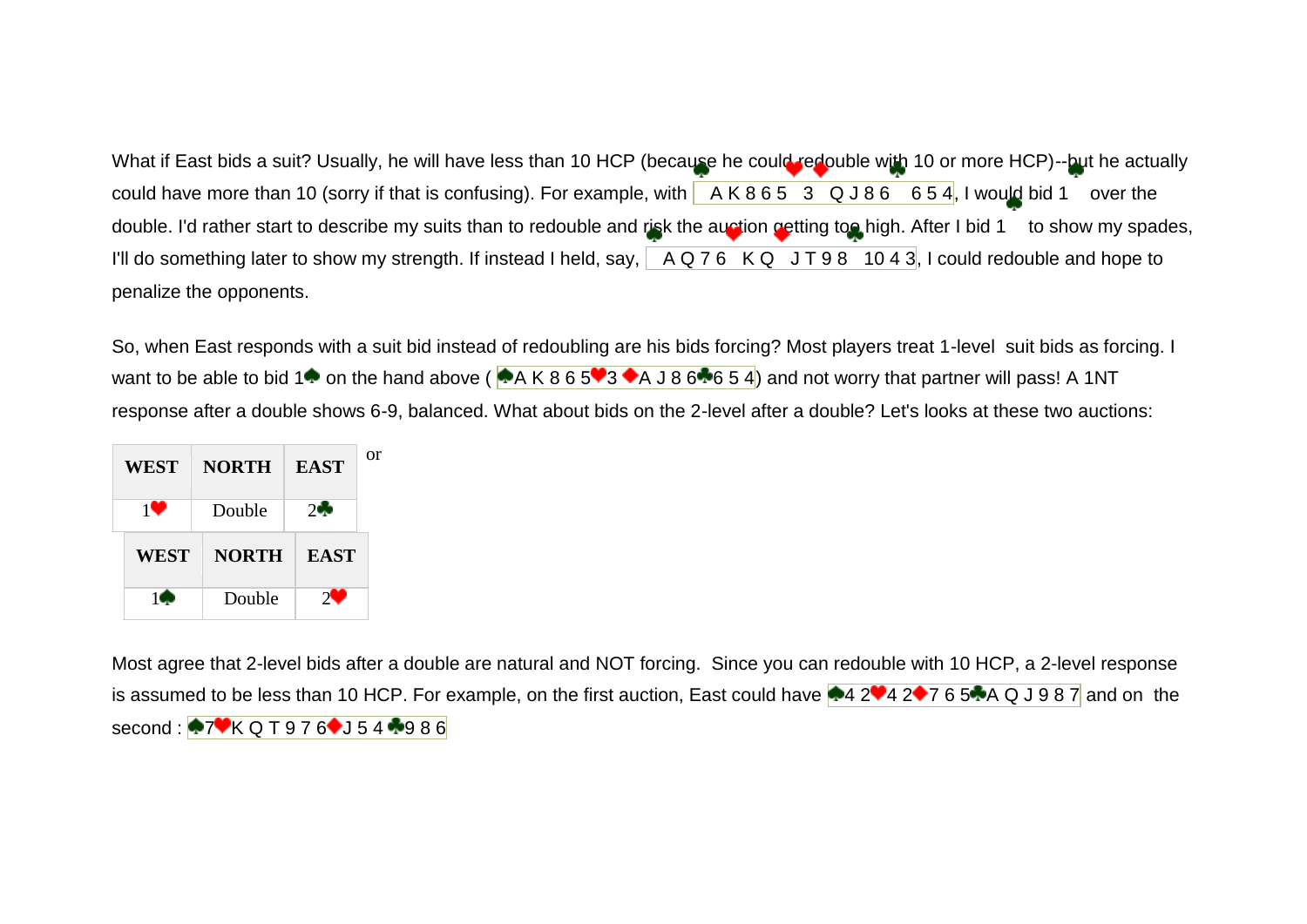What if East bids a suit? Usually, he will have less than 10 HCP (because he could redouble with 10 or more HCP)--but he actually could have more than 10 (sorry if that is confusing). For example, with ♠A K 8 6 5 ♥3 ♦Q J 8 6 ♣6 5 4, I would bid 1♠ over the double. I'd rather start to describe my suits than to redouble and risk the auction getting too high. After I bid 1♠ to show my spades, I'll do something later to show my strength. If instead I held, say, ♠A Q 7 6 ♥K Q ♦J T 9 8 ♣10 4 3, I could redouble and hope to penalize the opponents.

So, when East responds with a suit bid instead of redoubling are his bids forcing? Most players treat 1-level suit bids as forcing. I want to be able to bid 1♠ on the hand above (♠A K 8 6 5 ♥3 ♦A J 8 6 ♣6 5 4) and not worry that partner will pass! A 1NT response after a double shows 6-9, balanced. What about bids on the 2-level after a double? Let's looks at these two auctions:

| WEST | NORTH | EAST |
|---|---|---|
| 1♥ | Double | 2♣ |

or

| WEST | NORTH | EAST |
|---|---|---|
| 1♠ | Double | 2♥ |

Most agree that 2-level bids after a double are natural and NOT forcing. Since you can redouble with 10 HCP, a 2-level response is assumed to be less than 10 HCP. For example, on the first auction, East could have ♠4 2♥4 2♦7 6 5♣A Q J 9 8 7 and on the second : ♠7♥K Q T 9 7 6♦J 5 4♣9 8 6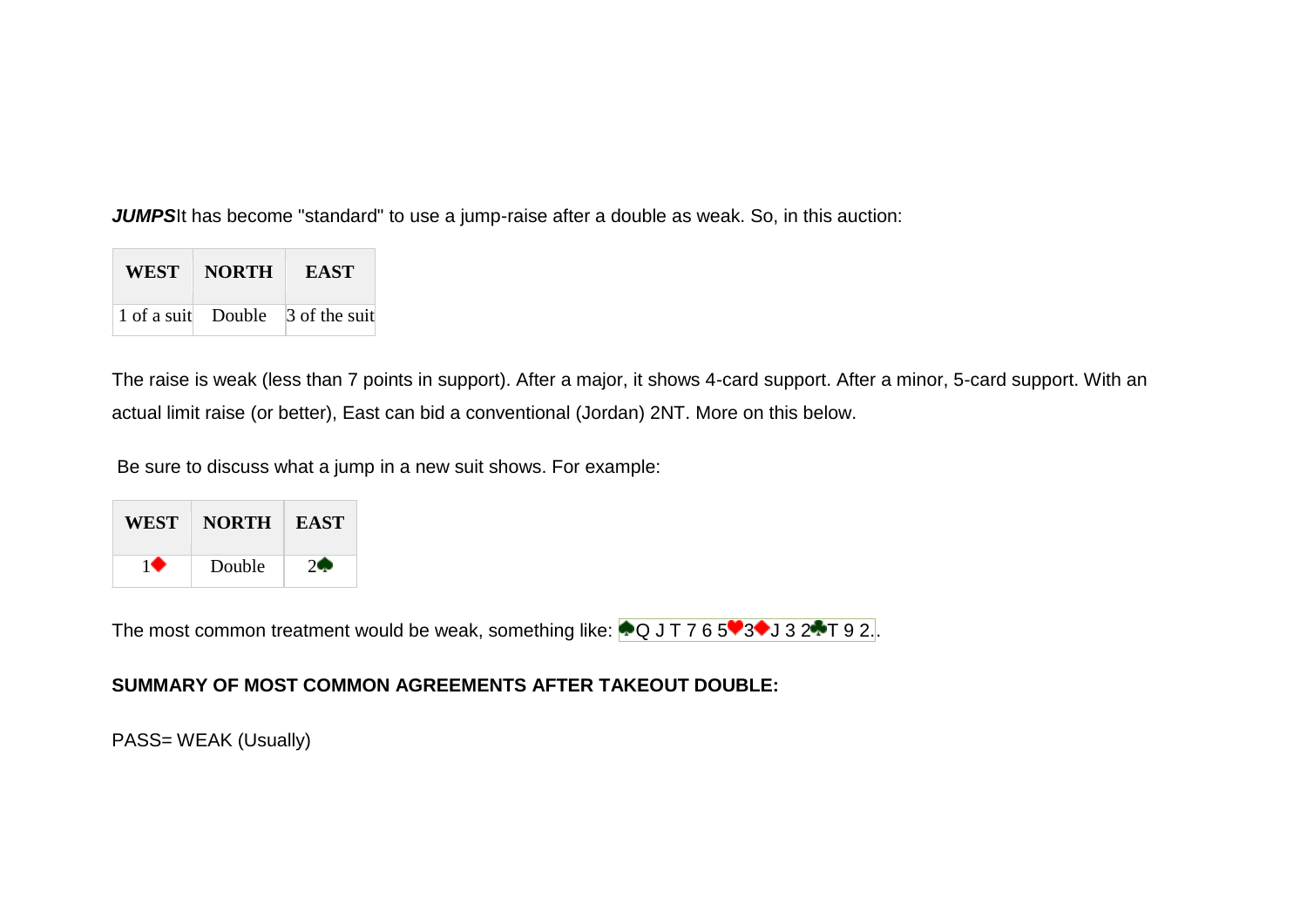***JUMPS***It has become "standard" to use a jump-raise after a double as weak. So, in this auction:

| WEST | NORTH | EAST |
|---|---|---|
| 1 of a suit | Double | 3 of the suit |

The raise is weak (less than 7 points in support). After a major, it shows 4-card support. After a minor, 5-card support. With an actual limit raise (or better), East can bid a conventional (Jordan) 2NT. More on this below.

Be sure to discuss what a jump in a new suit shows. For example:

| WEST | NORTH | EAST |
|---|---|---|
| 1♦ | Double | 2♠ |

The most common treatment would be weak, something like: ♠Q J T 7 6 5♥3♦J 3 2♣T 9 2..

**SUMMARY OF MOST COMMON AGREEMENTS AFTER TAKEOUT DOUBLE:**

PASS= WEAK (Usually)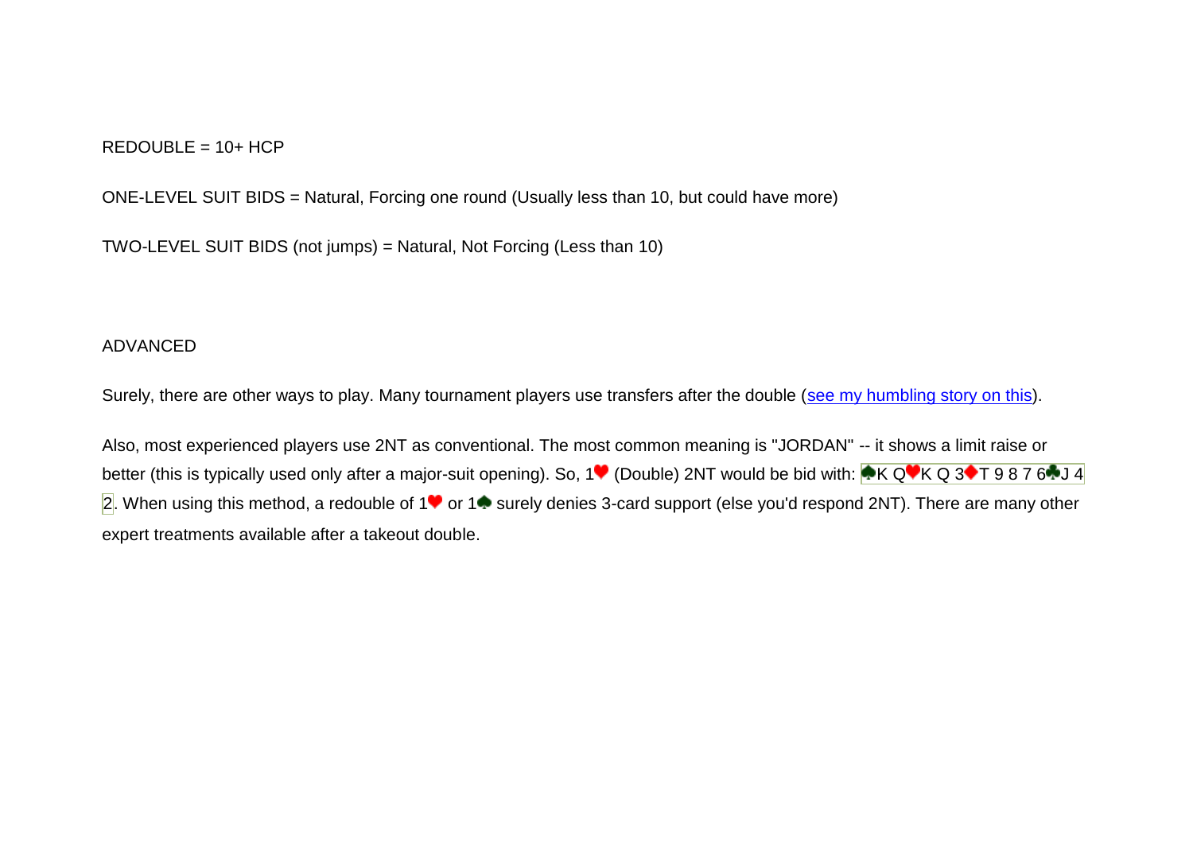REDOUBLE = 10+ HCP

ONE-LEVEL SUIT BIDS = Natural, Forcing one round (Usually less than 10, but could have more)

TWO-LEVEL SUIT BIDS (not jumps) = Natural, Not Forcing (Less than 10)

ADVANCED

Surely, there are other ways to play. Many tournament players use transfers after the double (see my humbling story on this).

Also, most experienced players use 2NT as conventional. The most common meaning is "JORDAN" -- it shows a limit raise or better (this is typically used only after a major-suit opening). So, 1♥ (Double) 2NT would be bid with: ♠K Q♥K Q 3♦T 9 8 7 6♣J 4 2. When using this method, a redouble of 1♥ or 1♠ surely denies 3-card support (else you'd respond 2NT). There are many other expert treatments available after a takeout double.